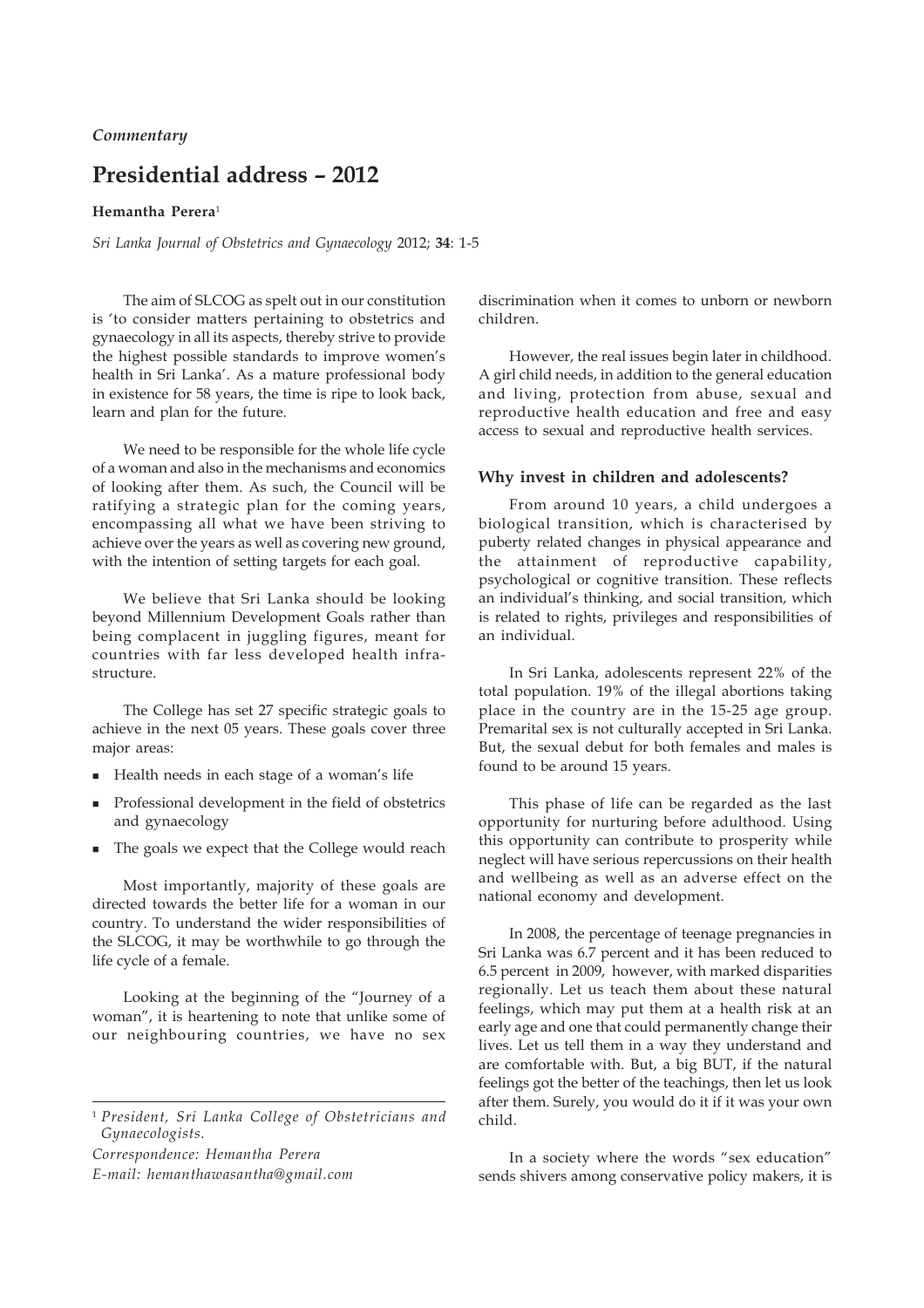*Commentary*

# Presidential address – 2012

**Hemantha Perera**[1]

*Sri Lanka Journal of Obstetrics and Gynaecology* 2012; **34**: 1-5

The aim of SLCOG as spelt out in our constitution is 'to consider matters pertaining to obstetrics and gynaecology in all its aspects, thereby strive to provide the highest possible standards to improve women's health in Sri Lanka'. As a mature professional body in existence for 58 years, the time is ripe to look back, learn and plan for the future.

We need to be responsible for the whole life cycle of a woman and also in the mechanisms and economics of looking after them. As such, the Council will be ratifying a strategic plan for the coming years, encompassing all what we have been striving to achieve over the years as well as covering new ground, with the intention of setting targets for each goal.

We believe that Sri Lanka should be looking beyond Millennium Development Goals rather than being complacent in juggling figures, meant for countries with far less developed health infrastructure.

The College has set 27 specific strategic goals to achieve in the next 05 years. These goals cover three major areas:

- Health needs in each stage of a woman's life
- Professional development in the field of obstetrics and gynaecology
- The goals we expect that the College would reach

Most importantly, majority of these goals are directed towards the better life for a woman in our country. To understand the wider responsibilities of the SLCOG, it may be worthwhile to go through the life cycle of a female.

Looking at the beginning of the "Journey of a woman", it is heartening to note that unlike some of our neighbouring countries, we have no sex discrimination when it comes to unborn or newborn children.

However, the real issues begin later in childhood. A girl child needs, in addition to the general education and living, protection from abuse, sexual and reproductive health education and free and easy access to sexual and reproductive health services.

## Why invest in children and adolescents?

From around 10 years, a child undergoes a biological transition, which is characterised by puberty related changes in physical appearance and the attainment of reproductive capability, psychological or cognitive transition. These reflects an individual's thinking, and social transition, which is related to rights, privileges and responsibilities of an individual.

In Sri Lanka, adolescents represent 22% of the total population. 19% of the illegal abortions taking place in the country are in the 15-25 age group. Premarital sex is not culturally accepted in Sri Lanka. But, the sexual debut for both females and males is found to be around 15 years.

This phase of life can be regarded as the last opportunity for nurturing before adulthood. Using this opportunity can contribute to prosperity while neglect will have serious repercussions on their health and wellbeing as well as an adverse effect on the national economy and development.

In 2008, the percentage of teenage pregnancies in Sri Lanka was 6.7 percent and it has been reduced to 6.5 percent in 2009, however, with marked disparities regionally. Let us teach them about these natural feelings, which may put them at a health risk at an early age and one that could permanently change their lives. Let us tell them in a way they understand and are comfortable with. But, a big BUT, if the natural feelings got the better of the teachings, then let us look after them. Surely, you would do it if it was your own child.

In a society where the words "sex education" sends shivers among conservative policy makers, it is

---

[1] *President, Sri Lanka College of Obstetricians and Gynaecologists.*

*Correspondence: Hemantha Perera*

*E-mail: hemanthawasantha@gmail.com*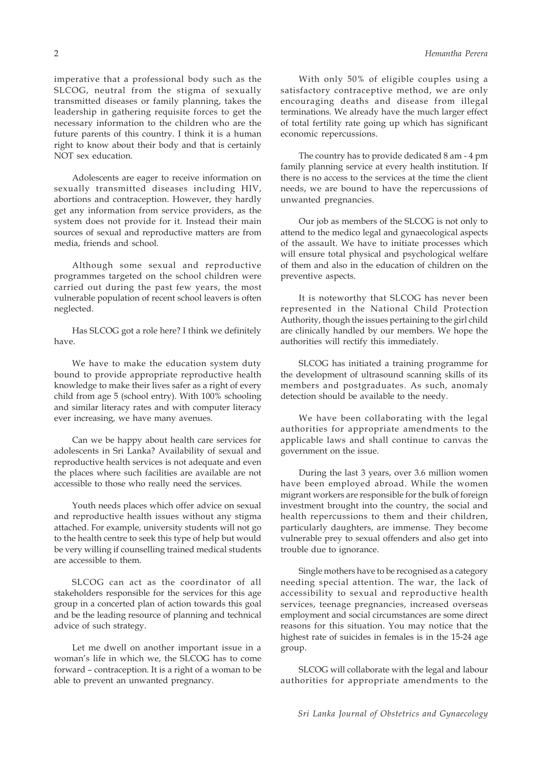imperative that a professional body such as the SLCOG, neutral from the stigma of sexually transmitted diseases or family planning, takes the leadership in gathering requisite forces to get the necessary information to the children who are the future parents of this country. I think it is a human right to know about their body and that is certainly NOT sex education.

Adolescents are eager to receive information on sexually transmitted diseases including HIV, abortions and contraception. However, they hardly get any information from service providers, as the system does not provide for it. Instead their main sources of sexual and reproductive matters are from media, friends and school.

Although some sexual and reproductive programmes targeted on the school children were carried out during the past few years, the most vulnerable population of recent school leavers is often neglected.

Has SLCOG got a role here? I think we definitely have.

We have to make the education system duty bound to provide appropriate reproductive health knowledge to make their lives safer as a right of every child from age 5 (school entry). With 100% schooling and similar literacy rates and with computer literacy ever increasing, we have many avenues.

Can we be happy about health care services for adolescents in Sri Lanka? Availability of sexual and reproductive health services is not adequate and even the places where such facilities are available are not accessible to those who really need the services.

Youth needs places which offer advice on sexual and reproductive health issues without any stigma attached. For example, university students will not go to the health centre to seek this type of help but would be very willing if counselling trained medical students are accessible to them.

SLCOG can act as the coordinator of all stakeholders responsible for the services for this age group in a concerted plan of action towards this goal and be the leading resource of planning and technical advice of such strategy.

Let me dwell on another important issue in a woman's life in which we, the SLCOG has to come forward – contraception. It is a right of a woman to be able to prevent an unwanted pregnancy.

With only 50% of eligible couples using a satisfactory contraceptive method, we are only encouraging deaths and disease from illegal terminations. We already have the much larger effect of total fertility rate going up which has significant economic repercussions.

The country has to provide dedicated 8 am - 4 pm family planning service at every health institution. If there is no access to the services at the time the client needs, we are bound to have the repercussions of unwanted pregnancies.

Our job as members of the SLCOG is not only to attend to the medico legal and gynaecological aspects of the assault. We have to initiate processes which will ensure total physical and psychological welfare of them and also in the education of children on the preventive aspects.

It is noteworthy that SLCOG has never been represented in the National Child Protection Authority, though the issues pertaining to the girl child are clinically handled by our members. We hope the authorities will rectify this immediately.

SLCOG has initiated a training programme for the development of ultrasound scanning skills of its members and postgraduates. As such, anomaly detection should be available to the needy.

We have been collaborating with the legal authorities for appropriate amendments to the applicable laws and shall continue to canvas the government on the issue.

During the last 3 years, over 3.6 million women have been employed abroad. While the women migrant workers are responsible for the bulk of foreign investment brought into the country, the social and health repercussions to them and their children, particularly daughters, are immense. They become vulnerable prey to sexual offenders and also get into trouble due to ignorance.

Single mothers have to be recognised as a category needing special attention. The war, the lack of accessibility to sexual and reproductive health services, teenage pregnancies, increased overseas employment and social circumstances are some direct reasons for this situation. You may notice that the highest rate of suicides in females is in the 15-24 age group.

SLCOG will collaborate with the legal and labour authorities for appropriate amendments to the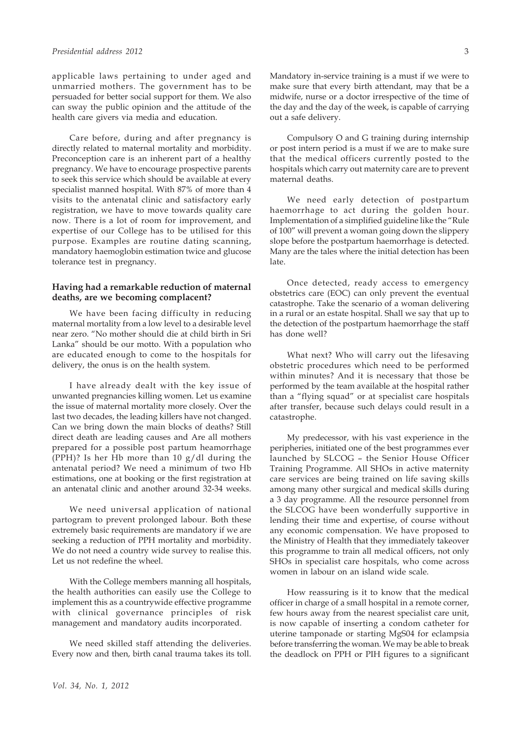applicable laws pertaining to under aged and unmarried mothers. The government has to be persuaded for better social support for them. We also can sway the public opinion and the attitude of the health care givers via media and education.

Care before, during and after pregnancy is directly related to maternal mortality and morbidity. Preconception care is an inherent part of a healthy pregnancy. We have to encourage prospective parents to seek this service which should be available at every specialist manned hospital. With 87% of more than 4 visits to the antenatal clinic and satisfactory early registration, we have to move towards quality care now. There is a lot of room for improvement, and expertise of our College has to be utilised for this purpose. Examples are routine dating scanning, mandatory haemoglobin estimation twice and glucose tolerance test in pregnancy.

### Having had a remarkable reduction of maternal deaths, are we becoming complacent?

We have been facing difficulty in reducing maternal mortality from a low level to a desirable level near zero. "No mother should die at child birth in Sri Lanka" should be our motto. With a population who are educated enough to come to the hospitals for delivery, the onus is on the health system.

I have already dealt with the key issue of unwanted pregnancies killing women. Let us examine the issue of maternal mortality more closely. Over the last two decades, the leading killers have not changed. Can we bring down the main blocks of deaths? Still direct death are leading causes and Are all mothers prepared for a possible post partum heamorrhage (PPH)? Is her Hb more than 10 g/dl during the antenatal period? We need a minimum of two Hb estimations, one at booking or the first registration at an antenatal clinic and another around 32-34 weeks.

We need universal application of national partogram to prevent prolonged labour. Both these extremely basic requirements are mandatory if we are seeking a reduction of PPH mortality and morbidity. We do not need a country wide survey to realise this. Let us not redefine the wheel.

With the College members manning all hospitals, the health authorities can easily use the College to implement this as a countrywide effective programme with clinical governance principles of risk management and mandatory audits incorporated.

We need skilled staff attending the deliveries. Every now and then, birth canal trauma takes its toll. Mandatory in-service training is a must if we were to make sure that every birth attendant, may that be a midwife, nurse or a doctor irrespective of the time of the day and the day of the week, is capable of carrying out a safe delivery.

Compulsory O and G training during internship or post intern period is a must if we are to make sure that the medical officers currently posted to the hospitals which carry out maternity care are to prevent maternal deaths.

We need early detection of postpartum haemorrhage to act during the golden hour. Implementation of a simplified guideline like the "Rule of 100" will prevent a woman going down the slippery slope before the postpartum haemorrhage is detected. Many are the tales where the initial detection has been late.

Once detected, ready access to emergency obstetrics care (EOC) can only prevent the eventual catastrophe. Take the scenario of a woman delivering in a rural or an estate hospital. Shall we say that up to the detection of the postpartum haemorrhage the staff has done well?

What next? Who will carry out the lifesaving obstetric procedures which need to be performed within minutes? And it is necessary that those be performed by the team available at the hospital rather than a "flying squad" or at specialist care hospitals after transfer, because such delays could result in a catastrophe.

My predecessor, with his vast experience in the peripheries, initiated one of the best programmes ever launched by SLCOG – the Senior House Officer Training Programme. All SHOs in active maternity care services are being trained on life saving skills among many other surgical and medical skills during a 3 day programme. All the resource personnel from the SLCOG have been wonderfully supportive in lending their time and expertise, of course without any economic compensation. We have proposed to the Ministry of Health that they immediately takeover this programme to train all medical officers, not only SHOs in specialist care hospitals, who come across women in labour on an island wide scale.

How reassuring is it to know that the medical officer in charge of a small hospital in a remote corner, few hours away from the nearest specialist care unit, is now capable of inserting a condom catheter for uterine tamponade or starting MgS04 for eclampsia before transferring the woman. We may be able to break the deadlock on PPH or PIH figures to a significant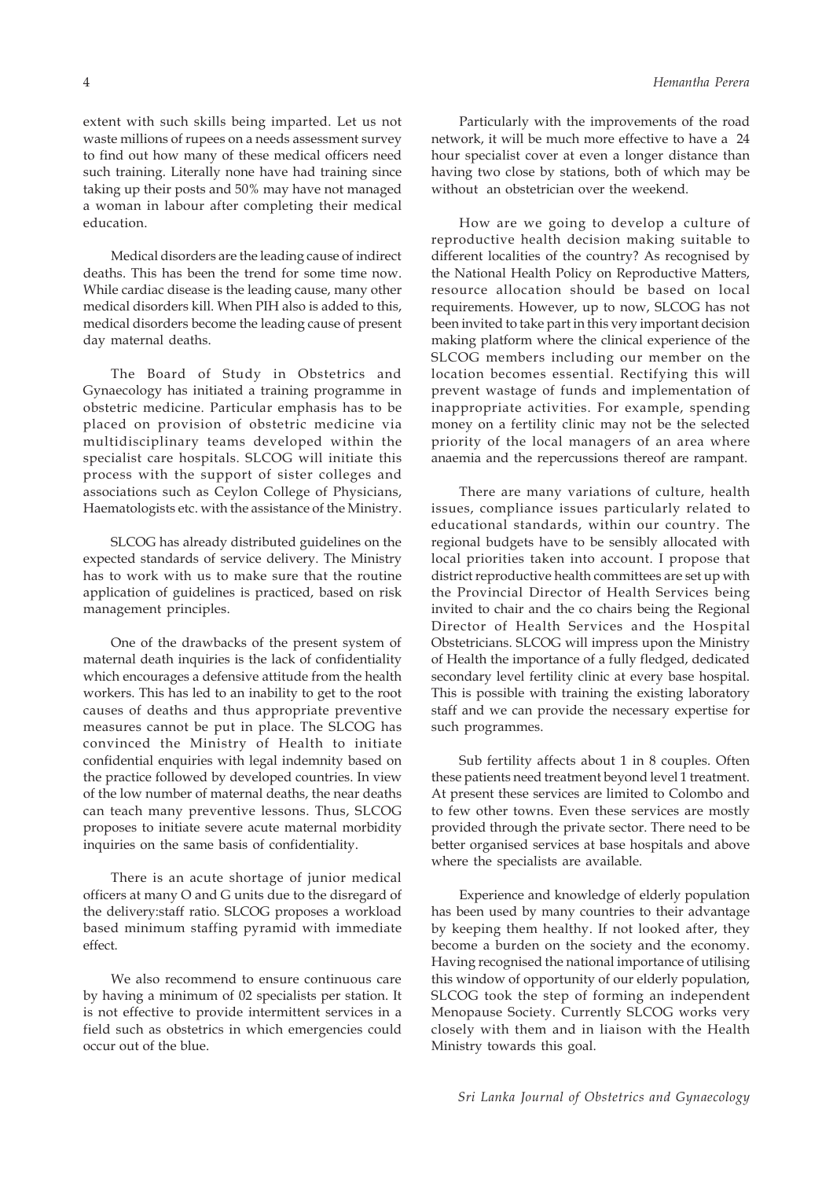extent with such skills being imparted. Let us not waste millions of rupees on a needs assessment survey to find out how many of these medical officers need such training. Literally none have had training since taking up their posts and 50% may have not managed a woman in labour after completing their medical education.

Medical disorders are the leading cause of indirect deaths. This has been the trend for some time now. While cardiac disease is the leading cause, many other medical disorders kill. When PIH also is added to this, medical disorders become the leading cause of present day maternal deaths.

The Board of Study in Obstetrics and Gynaecology has initiated a training programme in obstetric medicine. Particular emphasis has to be placed on provision of obstetric medicine via multidisciplinary teams developed within the specialist care hospitals. SLCOG will initiate this process with the support of sister colleges and associations such as Ceylon College of Physicians, Haematologists etc. with the assistance of the Ministry.

SLCOG has already distributed guidelines on the expected standards of service delivery. The Ministry has to work with us to make sure that the routine application of guidelines is practiced, based on risk management principles.

One of the drawbacks of the present system of maternal death inquiries is the lack of confidentiality which encourages a defensive attitude from the health workers. This has led to an inability to get to the root causes of deaths and thus appropriate preventive measures cannot be put in place. The SLCOG has convinced the Ministry of Health to initiate confidential enquiries with legal indemnity based on the practice followed by developed countries. In view of the low number of maternal deaths, the near deaths can teach many preventive lessons. Thus, SLCOG proposes to initiate severe acute maternal morbidity inquiries on the same basis of confidentiality.

There is an acute shortage of junior medical officers at many O and G units due to the disregard of the delivery:staff ratio. SLCOG proposes a workload based minimum staffing pyramid with immediate effect.

We also recommend to ensure continuous care by having a minimum of 02 specialists per station. It is not effective to provide intermittent services in a field such as obstetrics in which emergencies could occur out of the blue.

Particularly with the improvements of the road network, it will be much more effective to have a 24 hour specialist cover at even a longer distance than having two close by stations, both of which may be without an obstetrician over the weekend.

How are we going to develop a culture of reproductive health decision making suitable to different localities of the country? As recognised by the National Health Policy on Reproductive Matters, resource allocation should be based on local requirements. However, up to now, SLCOG has not been invited to take part in this very important decision making platform where the clinical experience of the SLCOG members including our member on the location becomes essential. Rectifying this will prevent wastage of funds and implementation of inappropriate activities. For example, spending money on a fertility clinic may not be the selected priority of the local managers of an area where anaemia and the repercussions thereof are rampant.

There are many variations of culture, health issues, compliance issues particularly related to educational standards, within our country. The regional budgets have to be sensibly allocated with local priorities taken into account. I propose that district reproductive health committees are set up with the Provincial Director of Health Services being invited to chair and the co chairs being the Regional Director of Health Services and the Hospital Obstetricians. SLCOG will impress upon the Ministry of Health the importance of a fully fledged, dedicated secondary level fertility clinic at every base hospital. This is possible with training the existing laboratory staff and we can provide the necessary expertise for such programmes.

Sub fertility affects about 1 in 8 couples. Often these patients need treatment beyond level 1 treatment. At present these services are limited to Colombo and to few other towns. Even these services are mostly provided through the private sector. There need to be better organised services at base hospitals and above where the specialists are available.

Experience and knowledge of elderly population has been used by many countries to their advantage by keeping them healthy. If not looked after, they become a burden on the society and the economy. Having recognised the national importance of utilising this window of opportunity of our elderly population, SLCOG took the step of forming an independent Menopause Society. Currently SLCOG works very closely with them and in liaison with the Health Ministry towards this goal.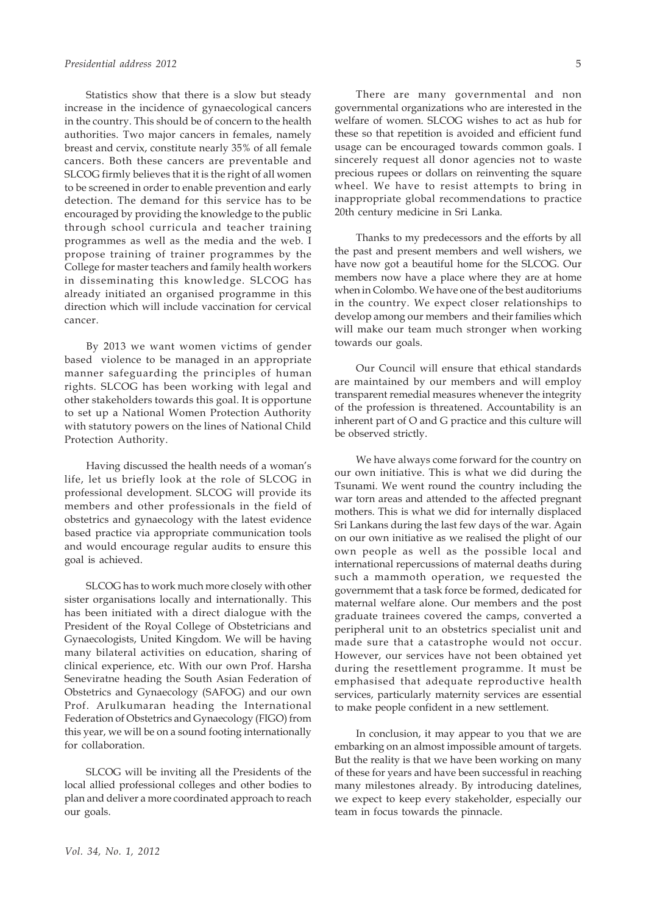Statistics show that there is a slow but steady increase in the incidence of gynaecological cancers in the country. This should be of concern to the health authorities. Two major cancers in females, namely breast and cervix, constitute nearly 35% of all female cancers. Both these cancers are preventable and SLCOG firmly believes that it is the right of all women to be screened in order to enable prevention and early detection. The demand for this service has to be encouraged by providing the knowledge to the public through school curricula and teacher training programmes as well as the media and the web. I propose training of trainer programmes by the College for master teachers and family health workers in disseminating this knowledge. SLCOG has already initiated an organised programme in this direction which will include vaccination for cervical cancer.

By 2013 we want women victims of gender based violence to be managed in an appropriate manner safeguarding the principles of human rights. SLCOG has been working with legal and other stakeholders towards this goal. It is opportune to set up a National Women Protection Authority with statutory powers on the lines of National Child Protection Authority.

Having discussed the health needs of a woman's life, let us briefly look at the role of SLCOG in professional development. SLCOG will provide its members and other professionals in the field of obstetrics and gynaecology with the latest evidence based practice via appropriate communication tools and would encourage regular audits to ensure this goal is achieved.

SLCOG has to work much more closely with other sister organisations locally and internationally. This has been initiated with a direct dialogue with the President of the Royal College of Obstetricians and Gynaecologists, United Kingdom. We will be having many bilateral activities on education, sharing of clinical experience, etc. With our own Prof. Harsha Seneviratne heading the South Asian Federation of Obstetrics and Gynaecology (SAFOG) and our own Prof. Arulkumaran heading the International Federation of Obstetrics and Gynaecology (FIGO) from this year, we will be on a sound footing internationally for collaboration.

SLCOG will be inviting all the Presidents of the local allied professional colleges and other bodies to plan and deliver a more coordinated approach to reach our goals.

There are many governmental and non governmental organizations who are interested in the welfare of women. SLCOG wishes to act as hub for these so that repetition is avoided and efficient fund usage can be encouraged towards common goals. I sincerely request all donor agencies not to waste precious rupees or dollars on reinventing the square wheel. We have to resist attempts to bring in inappropriate global recommendations to practice 20th century medicine in Sri Lanka.

Thanks to my predecessors and the efforts by all the past and present members and well wishers, we have now got a beautiful home for the SLCOG. Our members now have a place where they are at home when in Colombo. We have one of the best auditoriums in the country. We expect closer relationships to develop among our members and their families which will make our team much stronger when working towards our goals.

Our Council will ensure that ethical standards are maintained by our members and will employ transparent remedial measures whenever the integrity of the profession is threatened. Accountability is an inherent part of O and G practice and this culture will be observed strictly.

We have always come forward for the country on our own initiative. This is what we did during the Tsunami. We went round the country including the war torn areas and attended to the affected pregnant mothers. This is what we did for internally displaced Sri Lankans during the last few days of the war. Again on our own initiative as we realised the plight of our own people as well as the possible local and international repercussions of maternal deaths during such a mammoth operation, we requested the governmemt that a task force be formed, dedicated for maternal welfare alone. Our members and the post graduate trainees covered the camps, converted a peripheral unit to an obstetrics specialist unit and made sure that a catastrophe would not occur. However, our services have not been obtained yet during the resettlement programme. It must be emphasised that adequate reproductive health services, particularly maternity services are essential to make people confident in a new settlement.

In conclusion, it may appear to you that we are embarking on an almost impossible amount of targets. But the reality is that we have been working on many of these for years and have been successful in reaching many milestones already. By introducing datelines, we expect to keep every stakeholder, especially our team in focus towards the pinnacle.